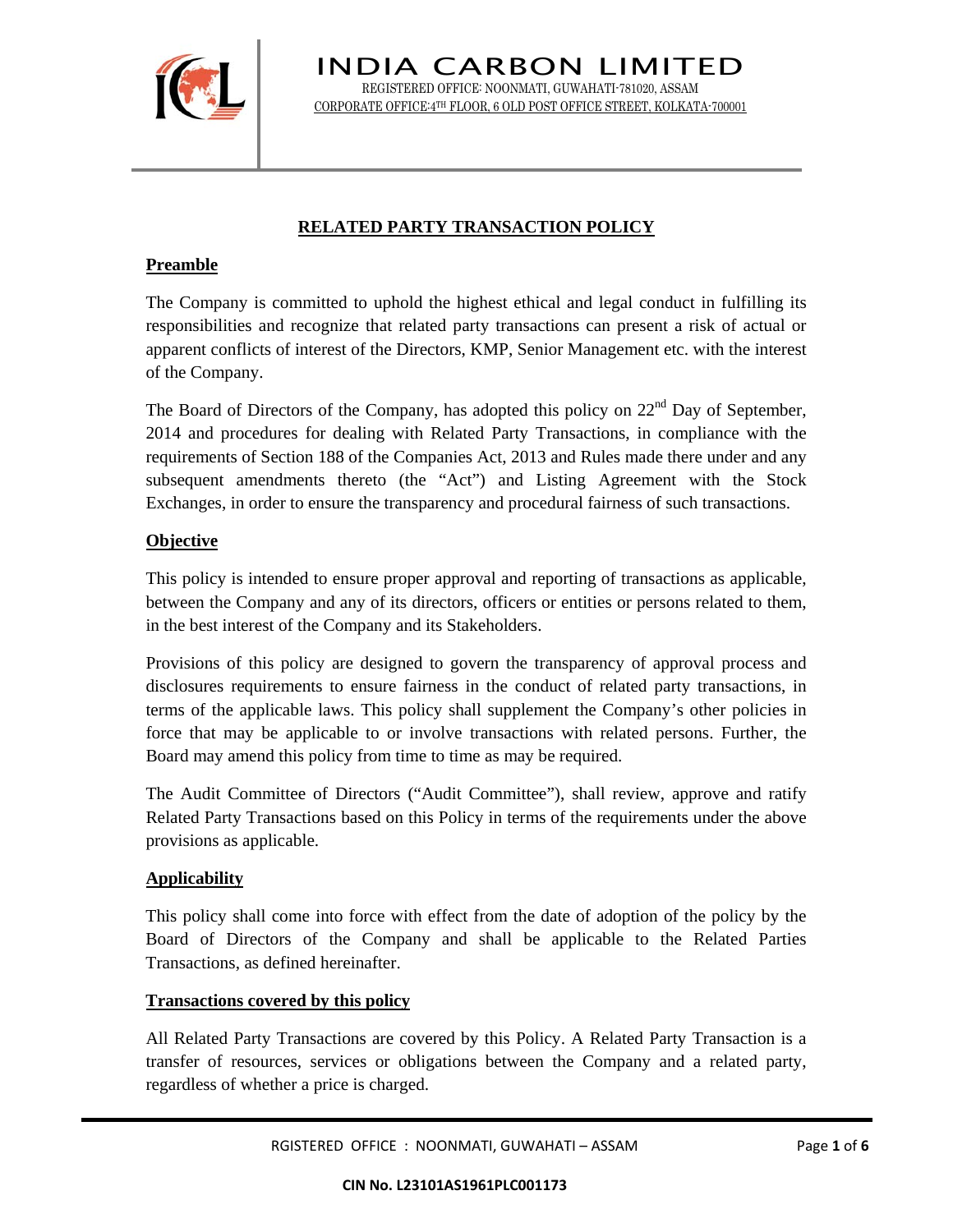# INDIA CARBON LIMITED

REGISTERED OFFICE: NOONMATI, GUWAHATI-781020, ASSAM
CORPORATE OFFICE:4TH FLOOR, 6 OLD POST OFFICE STREET, KOLKATA-700001

## RELATED PARTY TRANSACTION POLICY

### Preamble

The Company is committed to uphold the highest ethical and legal conduct in fulfilling its responsibilities and recognize that related party transactions can present a risk of actual or apparent conflicts of interest of the Directors, KMP, Senior Management etc. with the interest of the Company.

The Board of Directors of the Company, has adopted this policy on 22nd Day of September, 2014 and procedures for dealing with Related Party Transactions, in compliance with the requirements of Section 188 of the Companies Act, 2013 and Rules made there under and any subsequent amendments thereto (the "Act") and Listing Agreement with the Stock Exchanges, in order to ensure the transparency and procedural fairness of such transactions.

### Objective

This policy is intended to ensure proper approval and reporting of transactions as applicable, between the Company and any of its directors, officers or entities or persons related to them, in the best interest of the Company and its Stakeholders.

Provisions of this policy are designed to govern the transparency of approval process and disclosures requirements to ensure fairness in the conduct of related party transactions, in terms of the applicable laws. This policy shall supplement the Company's other policies in force that may be applicable to or involve transactions with related persons. Further, the Board may amend this policy from time to time as may be required.

The Audit Committee of Directors ("Audit Committee"), shall review, approve and ratify Related Party Transactions based on this Policy in terms of the requirements under the above provisions as applicable.

### Applicability

This policy shall come into force with effect from the date of adoption of the policy by the Board of Directors of the Company and shall be applicable to the Related Parties Transactions, as defined hereinafter.

### Transactions covered by this policy

All Related Party Transactions are covered by this Policy. A Related Party Transaction is a transfer of resources, services or obligations between the Company and a related party, regardless of whether a price is charged.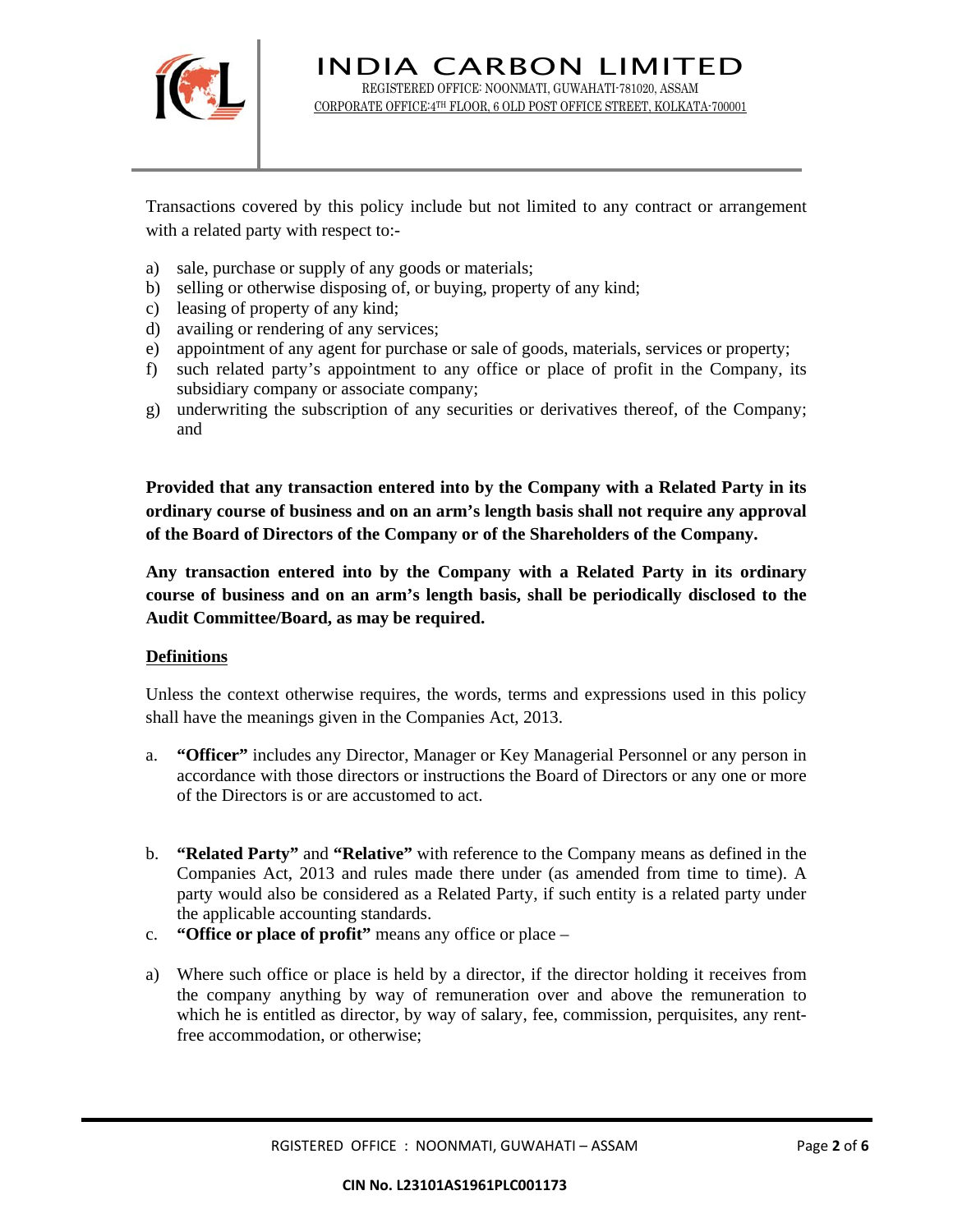Transactions covered by this policy include but not limited to any contract or arrangement with a related party with respect to:-

a) sale, purchase or supply of any goods or materials;
b) selling or otherwise disposing of, or buying, property of any kind;
c) leasing of property of any kind;
d) availing or rendering of any services;
e) appointment of any agent for purchase or sale of goods, materials, services or property;
f) such related party's appointment to any office or place of profit in the Company, its subsidiary company or associate company;
g) underwriting the subscription of any securities or derivatives thereof, of the Company; and

**Provided that any transaction entered into by the Company with a Related Party in its ordinary course of business and on an arm's length basis shall not require any approval of the Board of Directors of the Company or of the Shareholders of the Company.**

**Any transaction entered into by the Company with a Related Party in its ordinary course of business and on an arm's length basis, shall be periodically disclosed to the Audit Committee/Board, as may be required.**

**Definitions**

Unless the context otherwise requires, the words, terms and expressions used in this policy shall have the meanings given in the Companies Act, 2013.

a. **"Officer"** includes any Director, Manager or Key Managerial Personnel or any person in accordance with those directors or instructions the Board of Directors or any one or more of the Directors is or are accustomed to act.

b. **"Related Party"** and **"Relative"** with reference to the Company means as defined in the Companies Act, 2013 and rules made there under (as amended from time to time). A party would also be considered as a Related Party, if such entity is a related party under the applicable accounting standards.
c. **"Office or place of profit"** means any office or place –

a) Where such office or place is held by a director, if the director holding it receives from the company anything by way of remuneration over and above the remuneration to which he is entitled as director, by way of salary, fee, commission, perquisites, any rent-free accommodation, or otherwise;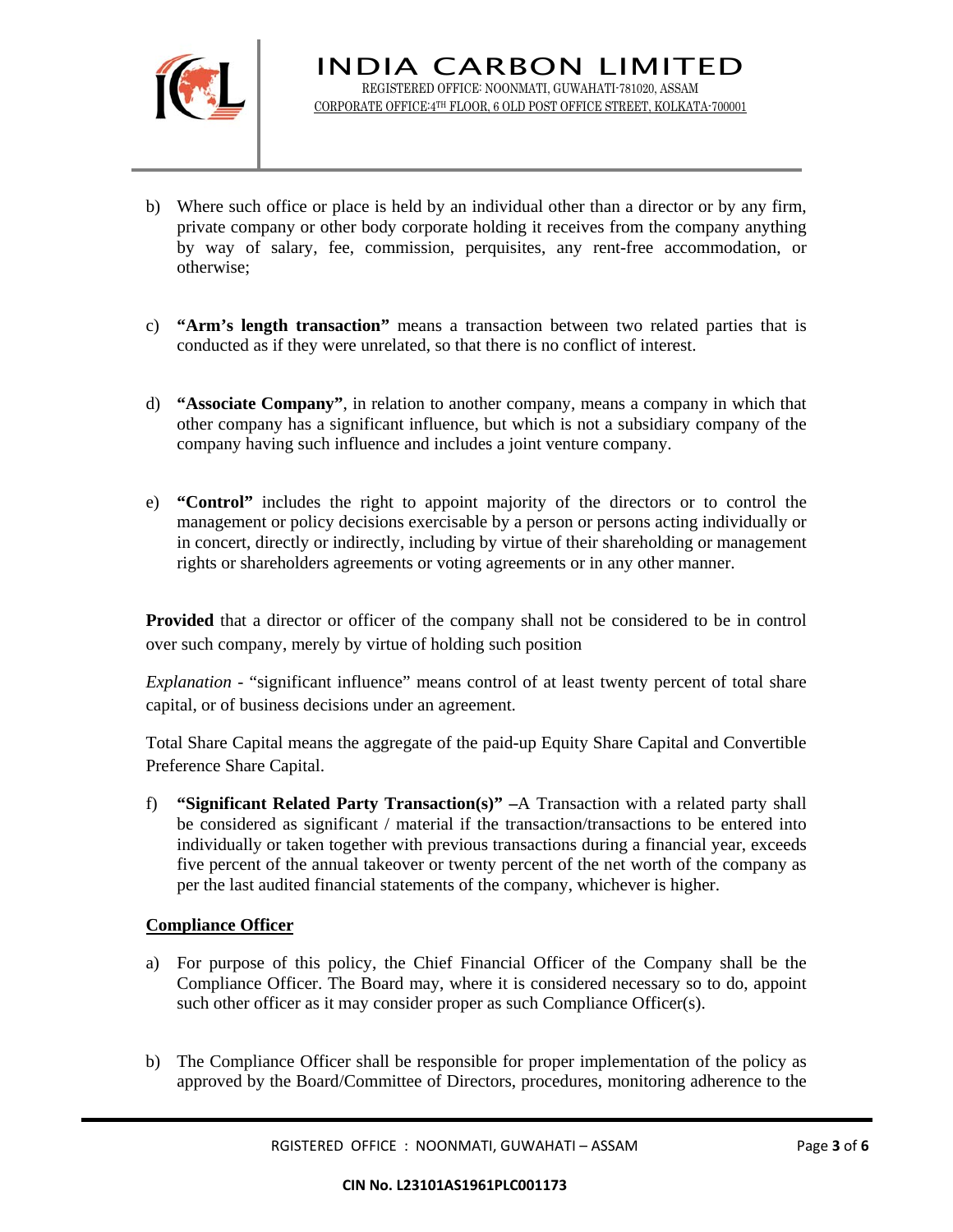b) Where such office or place is held by an individual other than a director or by any firm, private company or other body corporate holding it receives from the company anything by way of salary, fee, commission, perquisites, any rent-free accommodation, or otherwise;

c) **"Arm's length transaction"** means a transaction between two related parties that is conducted as if they were unrelated, so that there is no conflict of interest.

d) **"Associate Company"**, in relation to another company, means a company in which that other company has a significant influence, but which is not a subsidiary company of the company having such influence and includes a joint venture company.

e) **"Control"** includes the right to appoint majority of the directors or to control the management or policy decisions exercisable by a person or persons acting individually or in concert, directly or indirectly, including by virtue of their shareholding or management rights or shareholders agreements or voting agreements or in any other manner.

**Provided** that a director or officer of the company shall not be considered to be in control over such company, merely by virtue of holding such position

*Explanation* - "significant influence" means control of at least twenty percent of total share capital, or of business decisions under an agreement.

Total Share Capital means the aggregate of the paid-up Equity Share Capital and Convertible Preference Share Capital.

f) **"Significant Related Party Transaction(s)" –**A Transaction with a related party shall be considered as significant / material if the transaction/transactions to be entered into individually or taken together with previous transactions during a financial year, exceeds five percent of the annual takeover or twenty percent of the net worth of the company as per the last audited financial statements of the company, whichever is higher.

**Compliance Officer**

a) For purpose of this policy, the Chief Financial Officer of the Company shall be the Compliance Officer. The Board may, where it is considered necessary so to do, appoint such other officer as it may consider proper as such Compliance Officer(s).

b) The Compliance Officer shall be responsible for proper implementation of the policy as approved by the Board/Committee of Directors, procedures, monitoring adherence to the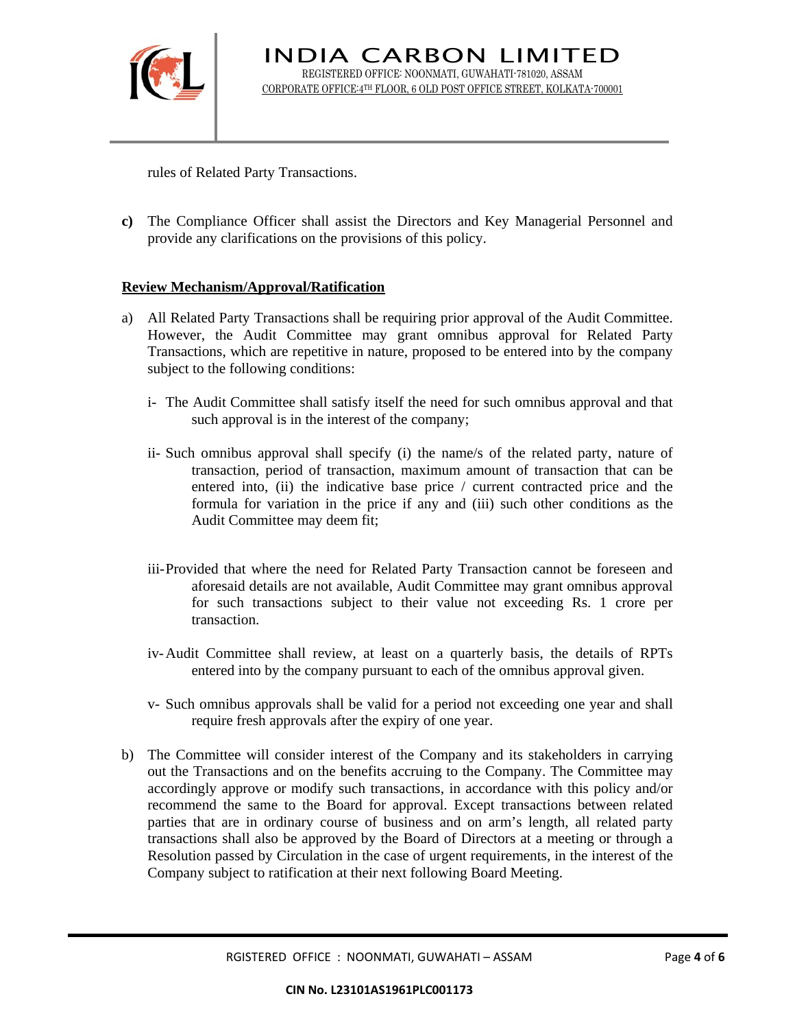rules of Related Party Transactions.

**c)** The Compliance Officer shall assist the Directors and Key Managerial Personnel and provide any clarifications on the provisions of this policy.

**Review Mechanism/Approval/Ratification**

a) All Related Party Transactions shall be requiring prior approval of the Audit Committee. However, the Audit Committee may grant omnibus approval for Related Party Transactions, which are repetitive in nature, proposed to be entered into by the company subject to the following conditions:

   i- The Audit Committee shall satisfy itself the need for such omnibus approval and that such approval is in the interest of the company;

   ii- Such omnibus approval shall specify (i) the name/s of the related party, nature of transaction, period of transaction, maximum amount of transaction that can be entered into, (ii) the indicative base price / current contracted price and the formula for variation in the price if any and (iii) such other conditions as the Audit Committee may deem fit;

   iii- Provided that where the need for Related Party Transaction cannot be foreseen and aforesaid details are not available, Audit Committee may grant omnibus approval for such transactions subject to their value not exceeding Rs. 1 crore per transaction.

   iv- Audit Committee shall review, at least on a quarterly basis, the details of RPTs entered into by the company pursuant to each of the omnibus approval given.

   v- Such omnibus approvals shall be valid for a period not exceeding one year and shall require fresh approvals after the expiry of one year.

b) The Committee will consider interest of the Company and its stakeholders in carrying out the Transactions and on the benefits accruing to the Company. The Committee may accordingly approve or modify such transactions, in accordance with this policy and/or recommend the same to the Board for approval. Except transactions between related parties that are in ordinary course of business and on arm's length, all related party transactions shall also be approved by the Board of Directors at a meeting or through a Resolution passed by Circulation in the case of urgent requirements, in the interest of the Company subject to ratification at their next following Board Meeting.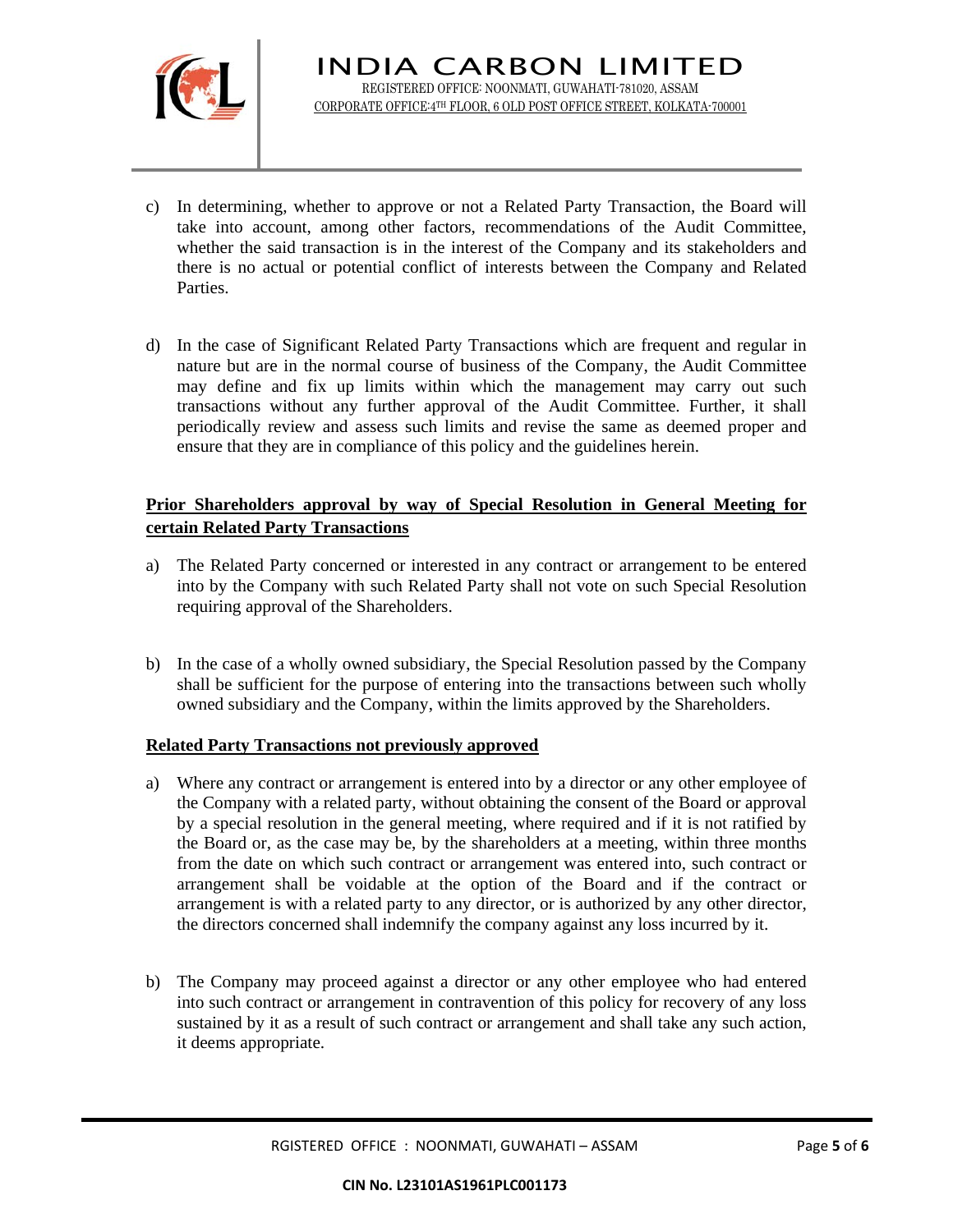c) In determining, whether to approve or not a Related Party Transaction, the Board will take into account, among other factors, recommendations of the Audit Committee, whether the said transaction is in the interest of the Company and its stakeholders and there is no actual or potential conflict of interests between the Company and Related Parties.

d) In the case of Significant Related Party Transactions which are frequent and regular in nature but are in the normal course of business of the Company, the Audit Committee may define and fix up limits within which the management may carry out such transactions without any further approval of the Audit Committee. Further, it shall periodically review and assess such limits and revise the same as deemed proper and ensure that they are in compliance of this policy and the guidelines herein.

**Prior Shareholders approval by way of Special Resolution in General Meeting for certain Related Party Transactions**

a) The Related Party concerned or interested in any contract or arrangement to be entered into by the Company with such Related Party shall not vote on such Special Resolution requiring approval of the Shareholders.

b) In the case of a wholly owned subsidiary, the Special Resolution passed by the Company shall be sufficient for the purpose of entering into the transactions between such wholly owned subsidiary and the Company, within the limits approved by the Shareholders.

**Related Party Transactions not previously approved**

a) Where any contract or arrangement is entered into by a director or any other employee of the Company with a related party, without obtaining the consent of the Board or approval by a special resolution in the general meeting, where required and if it is not ratified by the Board or, as the case may be, by the shareholders at a meeting, within three months from the date on which such contract or arrangement was entered into, such contract or arrangement shall be voidable at the option of the Board and if the contract or arrangement is with a related party to any director, or is authorized by any other director, the directors concerned shall indemnify the company against any loss incurred by it.

b) The Company may proceed against a director or any other employee who had entered into such contract or arrangement in contravention of this policy for recovery of any loss sustained by it as a result of such contract or arrangement and shall take any such action, it deems appropriate.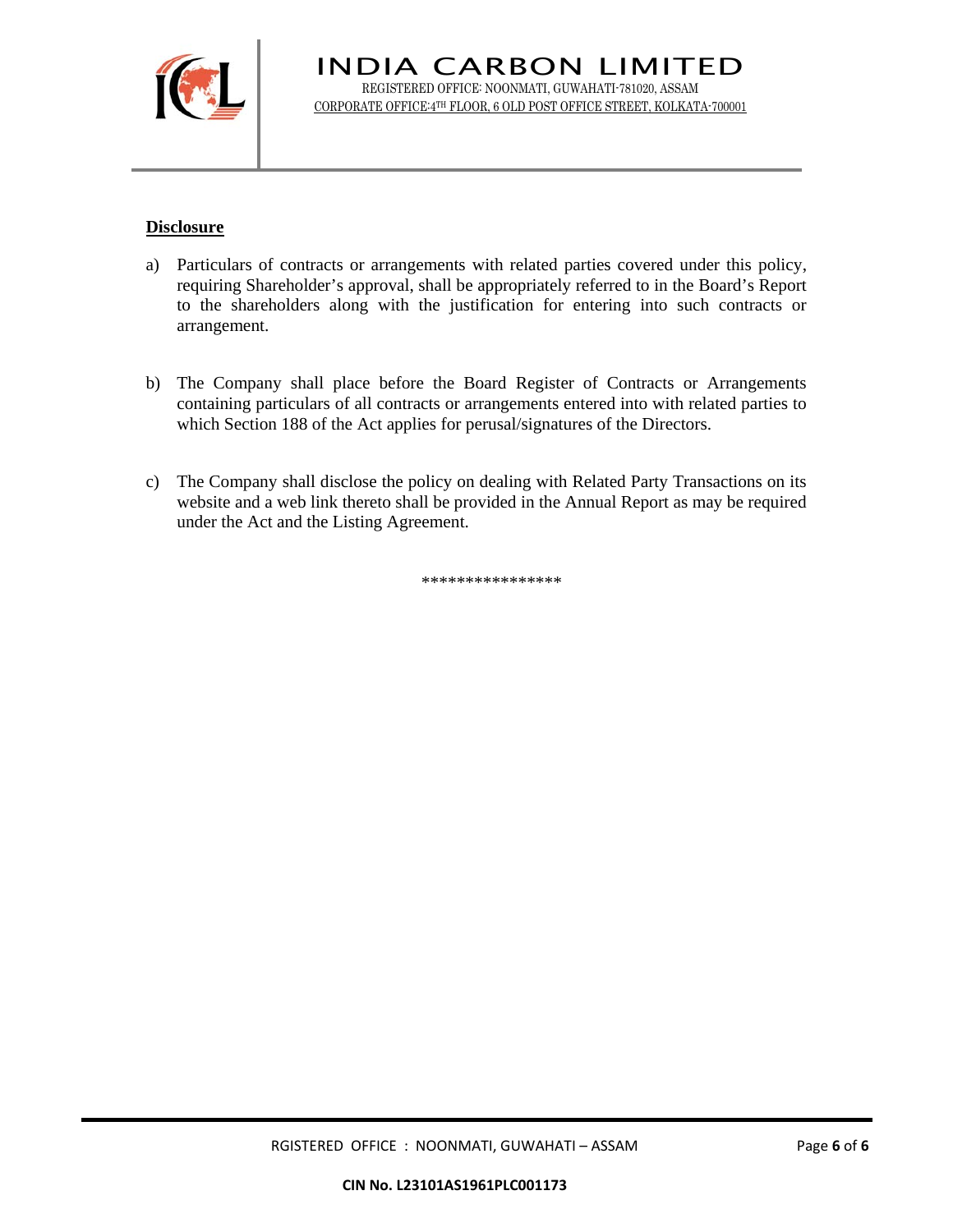**Disclosure**

a) Particulars of contracts or arrangements with related parties covered under this policy, requiring Shareholder's approval, shall be appropriately referred to in the Board's Report to the shareholders along with the justification for entering into such contracts or arrangement.

b) The Company shall place before the Board Register of Contracts or Arrangements containing particulars of all contracts or arrangements entered into with related parties to which Section 188 of the Act applies for perusal/signatures of the Directors.

c) The Company shall disclose the policy on dealing with Related Party Transactions on its website and a web link thereto shall be provided in the Annual Report as may be required under the Act and the Listing Agreement.

****************